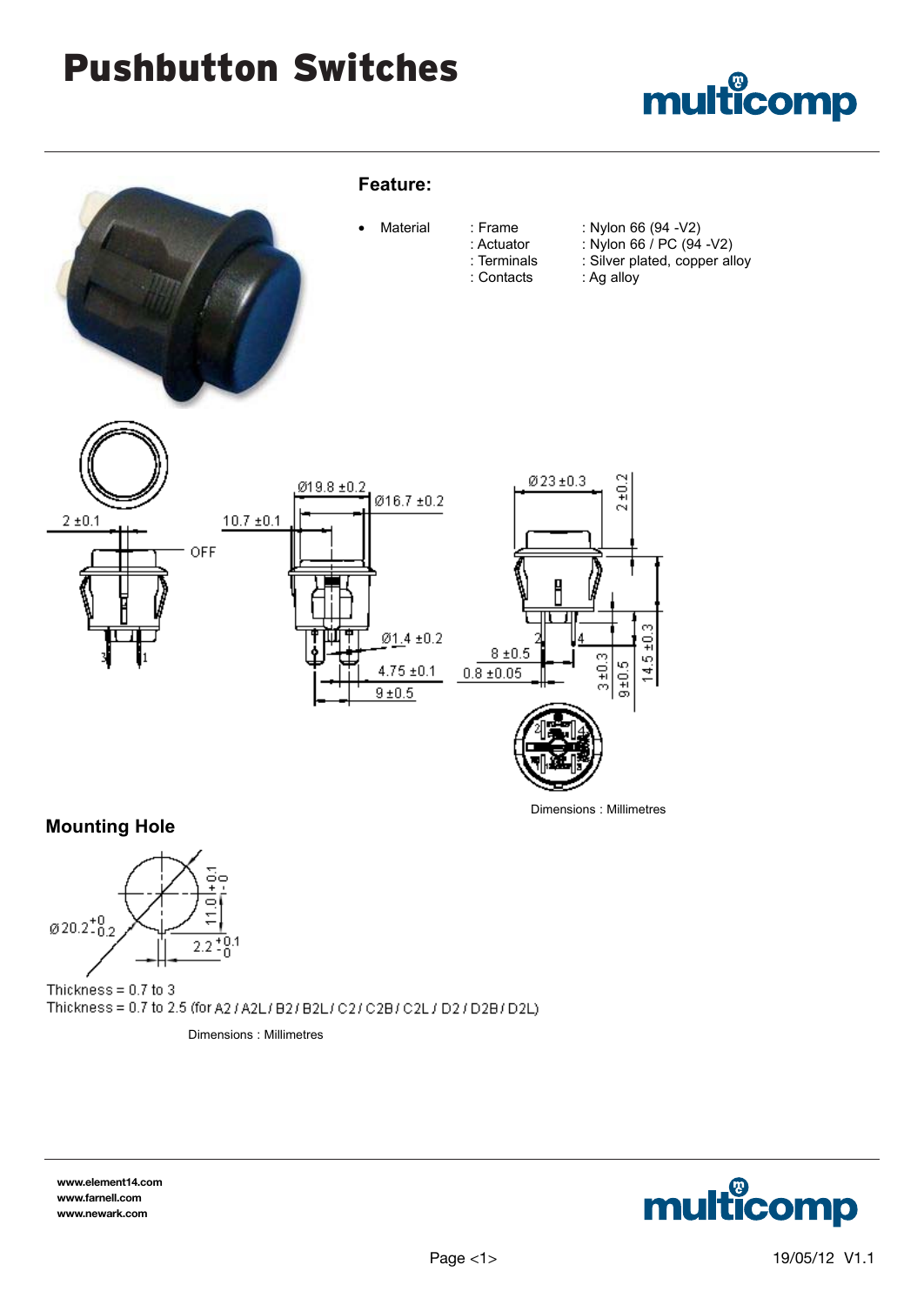# Pushbutton Switches

## Feature:

- Material : Frame : Nylon 66 (94 -V2)
  : Actuator : Nylon 66 / PC (94 -V2)
  : Terminals : Silver plated, copper alloy
  : Contacts : Ag alloy

Dimensions : Millimetres

## Mounting Hole

Thickness = 0.7 to 3

Thickness = 0.7 to 2.5 (for A2 / A2L / B2 / B2L / C2 / C2B / C2L / D2 / D2B / D2L)

Dimensions : Millimetres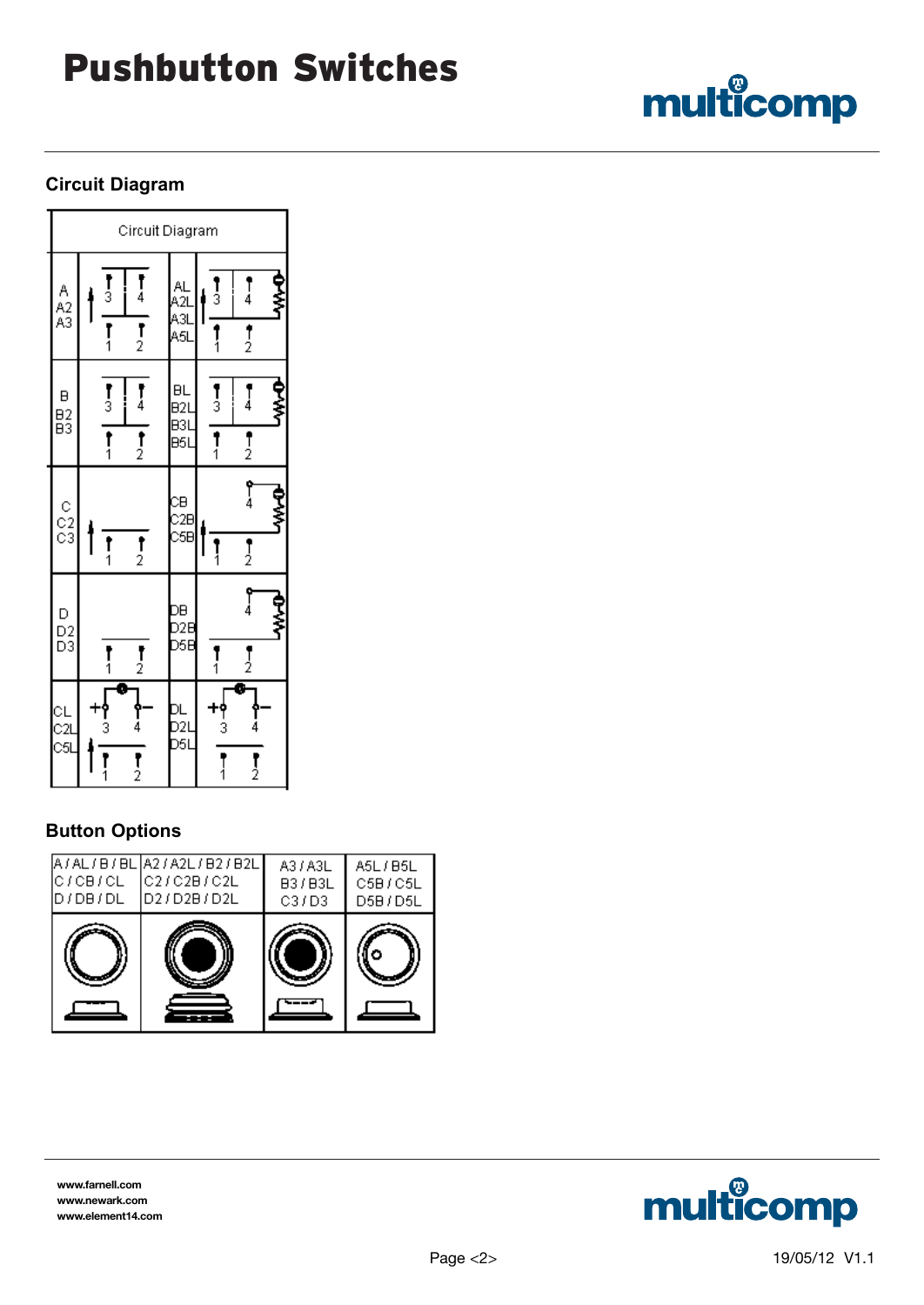# Pushbutton Switches

## Circuit Diagram

| Circuit Diagram | | | |
|---|---|---|---|
| A / A2 / A3 | 3 4 / 1 2 | AL / A2L / A3L / A5L | 3 4 / 1 2 |
| B / B2 / B3 | 3 4 / 1 2 | BL / B2L / B3L / B5L | 3 4 / 1 2 |
| C / C2 / C3 | 1 2 | CB / C2B / C5B | 4 / 1 2 |
| D / D2 / D3 | 1 2 | DB / D2B / D5B | 4 / 1 2 |
| CL / C2L / C5L | + 3 4 − / 1 2 | DL / D2L / D5L | + 3 4 − / 1 2 |

## Button Options

| A / AL / B / BL / C / CB / CL / D / DB / DL | A2 / A2L / B2 / B2L / C2 / C2B / C2L / D2 / D2B / D2L | A3 / A3L / B3 / B3L / C3 / D3 | A5L / B5L / C5B / C5L / D5B / D5L |
|---|---|---|---|
| | | | |

www.farnell.com
www.newark.com
www.element14.com

19/05/12 V1.1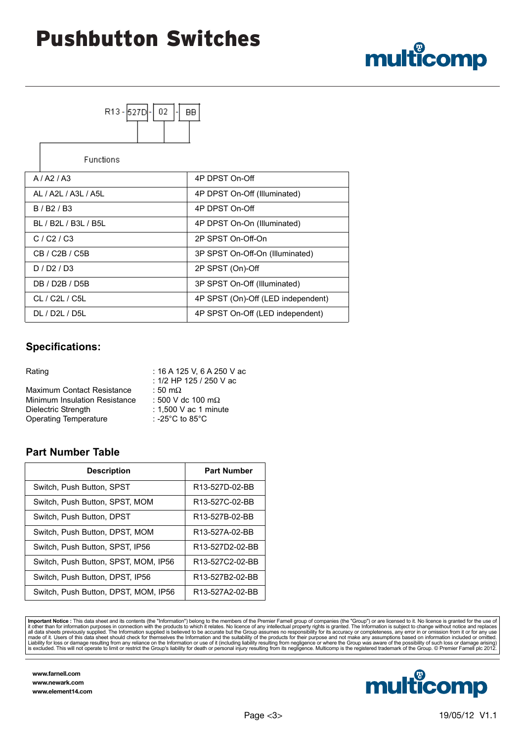# Pushbutton Switches

R13 - 527D - 02 - BB

Functions

| | |
|---|---|
| A / A2 / A3 | 4P DPST On-Off |
| AL / A2L / A3L / A5L | 4P DPST On-Off (Illuminated) |
| B / B2 / B3 | 4P DPST On-Off |
| BL / B2L / B3L / B5L | 4P DPST On-On (Illuminated) |
| C / C2 / C3 | 2P SPST On-Off-On |
| CB / C2B / C5B | 3P SPST On-Off-On (Illuminated) |
| D / D2 / D3 | 2P SPST (On)-Off |
| DB / D2B / D5B | 3P SPST On-Off (Illuminated) |
| CL / C2L / C5L | 4P SPST (On)-Off (LED independent) |
| DL / D2L / D5L | 4P SPST On-Off (LED independent) |

## Specifications:

| | |
|---|---|
| Rating | : 16 A 125 V, 6 A 250 V ac |
| | : 1/2 HP 125 / 250 V ac |
| Maximum Contact Resistance | : 50 mΩ |
| Minimum Insulation Resistance | : 500 V dc 100 mΩ |
| Dielectric Strength | : 1,500 V ac 1 minute |
| Operating Temperature | : -25°C to 85°C |

## Part Number Table

| Description | Part Number |
|---|---|
| Switch, Push Button, SPST | R13-527D-02-BB |
| Switch, Push Button, SPST, MOM | R13-527C-02-BB |
| Switch, Push Button, DPST | R13-527B-02-BB |
| Switch, Push Button, DPST, MOM | R13-527A-02-BB |
| Switch, Push Button, SPST, IP56 | R13-527D2-02-BB |
| Switch, Push Button, SPST, MOM, IP56 | R13-527C2-02-BB |
| Switch, Push Button, DPST, IP56 | R13-527B2-02-BB |
| Switch, Push Button, DPST, MOM, IP56 | R13-527A2-02-BB |

**Important Notice :** This data sheet and its contents (the "Information") belong to the members of the Premier Farnell group of companies (the "Group") or are licensed to it. No licence is granted for the use of it other than for information purposes in connection with the products to which it relates. No licence of any intellectual property rights is granted. The Information is subject to change without notice and replaces all data sheets previously supplied. The Information supplied is believed to be accurate but the Group assumes no responsibility for its accuracy or completeness, any error in or omission from it or for any use made of it. Users of this data sheet should check for themselves the Information and the suitability of the products for their purpose and not make any assumptions based on information included or omitted. Liability for loss or damage resulting from any reliance on the Information or use of it (including liability resulting from negligence or where the Group was aware of the possibility of such loss or damage arising) is excluded. This will not operate to limit or restrict the Group's liability for death or personal injury resulting from its negligence. Multicomp is the registered trademark of the Group. © Premier Farnell plc 2012.

**www.farnell.com**
**www.newark.com**
**www.element14.com**

19/05/12 V1.1